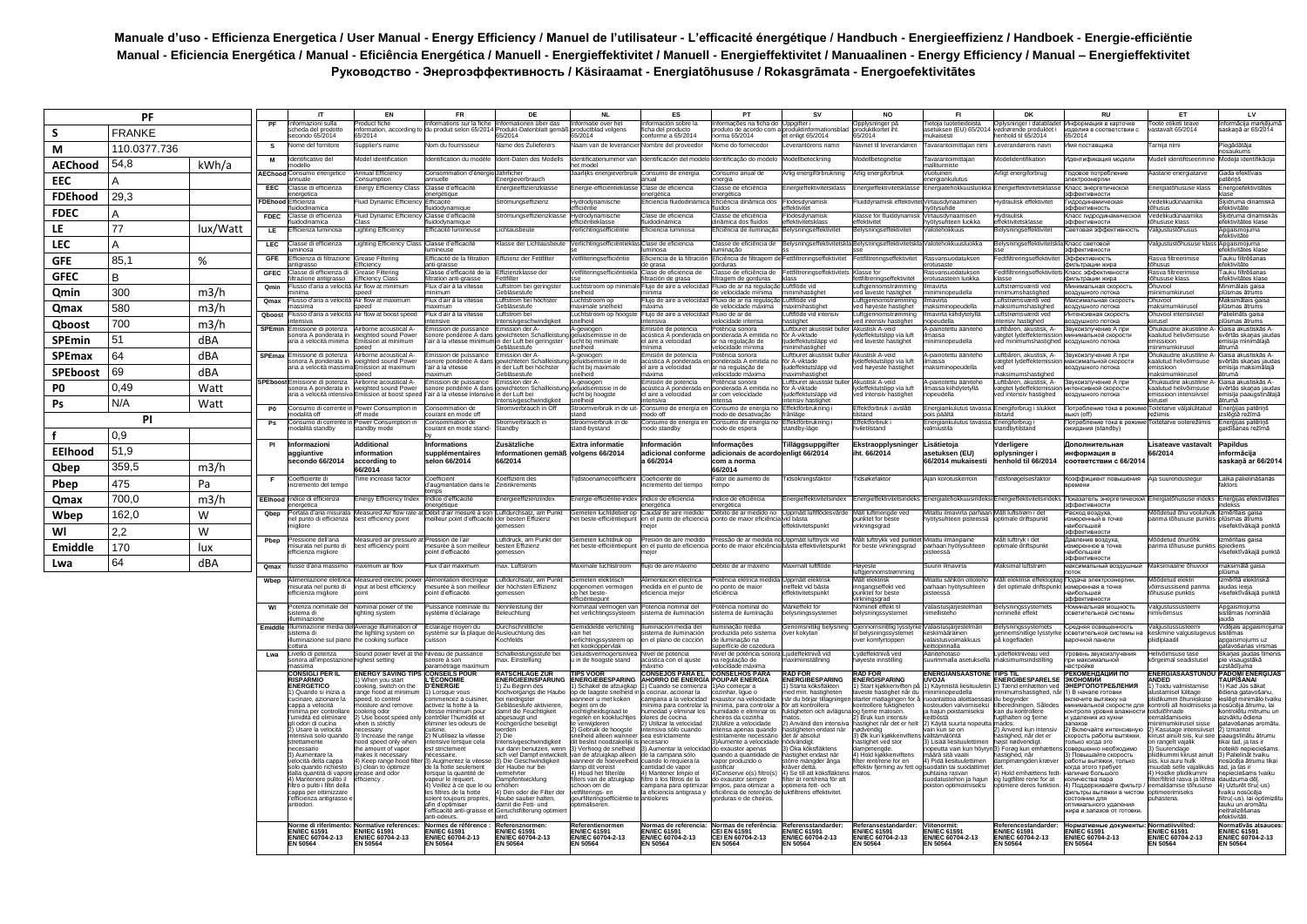**Manuale d'uso - Efficienza Energetica / User Manual - Energy Efficiency / Manuel de l'utilisateur - L'efficacité énergétique / Handbuch - Energieeffizienz / Handboek - Energie-efficiëntie**
**Manual - Eficiencia Energética / Manual - Eficiência Energética / Manuell - Energieffektivitet / Manuell - Energieffektivitet / Manuaalinen - Energy Efficiency / Manual – Energieffektivitet**
**Руководство - Энергоэффективность / Käsiraamat - Energiatõhususe / Rokasgrāmata - Energoefektivitātes**

| PF | | |
|---|---|---|
| S | FRANKE | |
| M | 110.0377.736 | |
| AEChood | 54,8 | kWh/a |
| EEC | A | |
| FDEhood | 29,3 | |
| FDEC | A | |
| LE | 77 | lux/Watt |
| LEC | A | |
| GFE | 85,1 | % |
| GFEC | B | |
| Qmin | 300 | m3/h |
| Qmax | 580 | m3/h |
| Qboost | 700 | m3/h |
| SPEmin | 51 | dBA |
| SPEmax | 64 | dBA |
| SPEboost | 69 | dBA |
| P0 | 0,49 | Watt |
| Ps | N/A | Watt |
| PI | | |
| f | 0,9 | |
| EEIhood | 51,9 | |
| Qbep | 359,5 | m3/h |
| Pbep | 475 | Pa |
| Qmax | 700,0 | m3/h |
| Wbep | 162,0 | W |
| WI | 2,2 | W |
| Emiddle | 170 | lux |
| Lwa | 64 | dBA |

| | IT | EN | FR | DE | NL | ES | PT | SV | NO | FI | DK | RU | ET | LV |
|---|---|---|---|---|---|---|---|---|---|---|---|---|---|---|
| PF | Informazioni sulla scheda del prodotto secondo 65/2014 | Product fiche information, according to 65/2014 | Informations sur la fiche du produit selon 65/2014 | Informationen über das Produkt-Datenblatt gemäß 65/2014 | Informatie over het productblad volgens 65/2014 | Información sobre la ficha del producto conforme a 65/2014 | Informações na ficha do produto de acordo com a norma 65/2014 | Upplysningar på produktinformationsbladet enligt 65/2014 | Opplysninger på produktkortet iht. 65/2014 | Tietoja tuotetiedoista asetuksen (EU) 65/2014 mukaisesti | Oplysninger i databladet vedrørende produktet i henhold til 65/2014 | Информация в карточке изделия в соответствии с 65/2014 | Toote etiketi teave vastavalt 65/2014 | Informācija marķējumā saskaņā ar 65/2014 |
| S | Nome del fornitore | Supplier's name | Nom du fournisseur | Name des Zulieferers | Naam van de leverancier | Nombre del proveedor | Nome do fornecedor | Leverantörens namn | Navnet til leverandøren | Tavarantoimittajan nimi | Leverandørens navn | Имя поставщика | Tarnija nimi | Piegādātāja nosaukums |
| M | Identificativo del modello | Model identification | Identification du modèle | Ident-Daten des Modells | Identificatienummer van het model | Identificación del modelo | Identificação do modelo | Modellbeteckning | Modellbetegnelse | Tavarantoimittajan mallitunniste | Modelidentifikation | Идентификация модели | Mudeli identifitseerimine | Modeļa identifikācija |
| AEChood | Consumo energetico annuale | Annual Energy Consumption | Consommation d'énergie annuelle | Jährlicher Energieverbrauch | Jaarlijks energieverbruik | Consumo de energía anual | Consumo anual de energia | Årlig energiförbrukning | Årlig energiforbruk | Vuotuinen energiankulutus | Årligt energiforbrug | Годовое потребление электроэнергии | Aastane energiatarve | Gada elektrības patēriņš |
| EEC | Classe di efficienza energetica | Energy Efficiency Class | Classe d'efficacité énergétique | Energieeffizienzklasse | Energie-efficiëntieklasse | Clase de eficiencia energética | Classe de eficiência energética | Energieffektivitetsklass | Energieffektivitetsklasse | Energiatehokkuusluokka | Energieffektivitetsklasse | Класс энергетической эффективности | Energiatõhususe klass | Energoefektivitātes klase |
| FDEhood | Efficienza fluidodinamica | Fluid Dynamic Efficiency | Efficacité fluidodynamique | Strömungseffizienz | Hydrodynamische efficiëntie | Eficiencia fluidodinámica | Eficiência dinâmica dos fluidos | Flödesdynamisk effektivitet | Fluiddynamisk effektivitet | Virtausdynaaminen hyötysuhde | Hydraulisk effektivitet | Гидродинамическая эффективность | Vedelikudünaamika tõhusus | Šķidruma dinamiskā efektivitāte |
| FDEC | Classe di efficienza fluidodinamica | Fluid Dynamic Efficiency Class | Classe d'efficacité fluidodynamique | Strömungseffizienzklasse | Hydrodynamische efficiëntieklasse | Clase de eficiencia fluidodinámica | Classe de eficiência dinâmica dos fluidos | Flödesdynamisk effektivitetsklass | Klasse for fluiddynamisk effektivitet | Virtausdynaamisen hyötysuhteen luokka | Hydraulisk effektivitetsklasse | Класс гидродинамической эффективности | Vedelikudünaamika tõhususe klass | Šķidruma dinamiskās efektivitātes klase |
| LE | Efficienza luminosa | Lighting Efficiency | Efficacité lumineuse | Lichtausbeute | Verlichtingsefficiëntie | Eficiencia luminosa | Eficiência de iluminação | Belysningseffektivitet | Belysningseffektivitet | Valotehokkuus | Belysningseffektivitet | Световая эффективность | Valgustustõhusus | Apgaismojuma efektivitāte |
| LEC | Classe di efficienza luminosa | Lighting Efficiency Class | Classe d'efficacité lumineuse | Klasse der Lichtausbeute | Verlichtingsefficiëntieklasse | Clase de eficiencia luminosa | Classe de eficiência de iluminação | Belysningseffektivitetsklasse | Belysningseffektivitetsklasse | Valotehokkuusluokka | Belysningseffektivitetsklasse | Класс световой эффективности | Valgustustõhususe klass | Apgaismojuma efektivitātes klase |
| GFE | Efficienza di filtrazione antigrasso | Grease Filtering Efficiency | Efficacité de la filtration anti-graisse | Effizienz der Fettfilter | Vetfilteringsefficiëntie | Eficiencia de la filtración de grasa | Eficiência de filtragem de gorduras | Fettfiltreringseffektivitet | Fettfiltreringseffektivitet | Rasvansuodatuksen erotusaste | Fedtfiltreringseffektivitet | Эффективность фильтрации жира | Rasva filtreerimise tõhusus | Tauku filtrēšanas efektivitāte |
| GFEC | Classe di efficienza di filtrazione antigrasso | Grease Filtering Efficiency Class | Classe d'efficacité de la filtration anti-graisse | Effizienzklasse der Fettfilter | Vetfilteringsefficiëntieklasse | Clase de eficiencia de filtración de grasa | Classe de eficiência de filtragem de gorduras | Fettfiltreringseffektivitetsklasse | Klasse for fettfiltreringseffektivitet | Rasvansuodatuksen erotusasteen luokka | Fedtfiltreringseffektivitets klasse | Класс эффективности фильтрации жира | Rasva filtreerimise tõhususe klass | Tauku filtrēšanas efektivitātes klase |
| Qmin | Flusso d'aria a velocità minima | Air flow at minimum speed | Flux d'air à la vitesse minimum | Luftstrom bei geringster Gebläsestufe | Luchtstroom op minimale snelheid | Flujo de aire a velocidad mínima | Fluxo de ar na regulação de velocidade mínima | Luftflöde vid minimihastighet | Luftgjennomstrømming ved laveste hastighet | Ilmavirta miniminopeudella | Luftstrømsværdi ved minimumshastighed | Минимальная скорость воздушного потока | Õhuvool miinimumkiirusel | Minimālais gaisa plūsmas ātrums |
| Qmax | Flusso d'aria a velocità massima | Air flow at maximum speed | Flux d'air à la vitesse maximum | Luftstrom bei höchster Gebläsestufe | Luchtstroom op maximale snelheid | Flujo de aire a velocidad máxima | Fluxo de ar na regulação de velocidade máxima | Luftflöde vid maximihastighet | Luftgjennomstrømming ved høyeste hastighet | Ilmavirta maksiminopeudella | Luftstrømsværdi ved maksimumshastighed | Максимальная скорость воздушного потока | Õhuvool maksimumkiirusel | Maksimālais gaisa plūsmas ātrums |
| Qboost | Flusso d'aria a velocità intensiva | Air flow at boost mode | Flux d'air à la vitesse intensive | Luftstrom bei Intensivgeschwindigkeit | Luchtstroom op hoogste snelheid | Flujo de aire a velocidad intensiva | Fluxo de ar de velocidade intensiva | Luftflöde vid intensiv hastighet | Luftgjennomstrømming ved intensiv hastighet | Ilmavirta kiihdytetyllä nopeudella | Luftstrømsværdi ved intensiv hastighed | Интенсивная скорость воздушного потока | Õhuvool intensiivsel kiirusel | Paleilināts gaisa plūsmas ātrums |
| SPEmin | Emissione di potenza sonora A ponderata in aria a velocità minima | Airborne acoustical A-weighted sound Power Emission at minimum speed | Émission de puissance sonore pondérée A dans l'air à la vitesse minimum | Emission der A-gewichteten Schallleistung in der Luft bei geringster Gebläsestufe | A-gewogen geluidsemissie in de lucht bij minimale snelheid | Emisión de potencia acústica A ponderada en el aire a velocidad mínima | Potência sonora ponderada A emitida no ar na regulação de velocidade mínima | Luftburet akustiskt buller för A-viktade ljudeffektsnivån vid lägsta hastighet | Akustisk A-veid lydeffektutslipp via luft ved laveste hastighet | A-painotettu ääniteho ilmassa miniminopeudella | Luftbåren, akustisk, A-vægtet lydeffektemission ved minimumshastighed | Звукоизлучение A при минимальной скорости воздушного потока | Õhukaudne akustiline A-kaalutud helivõimsuse emissioon miinimumkiirusel | Gaisa akustiskās A-svērtās skaņas jaudas emisija minimālajā ātrumā |
| SPEmax | Emissione di potenza sonora A ponderata in aria a velocità massima | Airborne acoustical A-weighted sound Power Emission at maximum speed | Émission de puissance sonore pondérée A dans l'air à la vitesse maximum | Emission der A-gewichteten Schallleistung in der Luft bei höchster Gebläsestufe | A-gewogen geluidsemissie in de lucht bij maximale snelheid | Emisión de potencia acústica A ponderada en el aire a velocidad máxima | Potência sonora ponderada A emitida no ar na regulação de velocidade máxima | Luftburet akustiskt buller för A-viktade ljudeffektsnivån vid högsta hastighet | Akustisk A-veid lydeffektutslipp via luft ved høyeste hastighet | A-painotettu ääniteho ilmassa maksiminopeudella | Luftbåren, akustisk, A-vægtet lydeffektemission ved maksimumshastighed | Звукоизлучение A при максимальной скорости воздушного потока | Õhukaudne akustiline A-kaalutud helivõimsuse emissioon maksimumkiirusel | Gaisa akustiskās A-svērtās skaņas jaudas emisija maksimālajā ātrumā |
| SPEboost | Emissione di potenza sonora A ponderata in aria a velocità intensiva | Airborne acoustical A-weighted sound Power Emission at boost speed | Émission de puissance sonore pondérée A dans l'air à la vitesse intensive | Emission der A-gewichteten Schallleistung in der Luft bei Intensivgeschwindigkeit | A-gewogen geluidsemissie in de lucht bij hoogste snelheid | Emisión de potencia acústica A ponderada en el aire a velocidad intensiva | Potência sonora ponderada A emitida no ar na regulação de velocidade intensa | Luftburet akustiskt buller för A-viktade ljudeffektsnivån vid intensiv hastighet | Akustisk A-veid lydeffektutslipp via luft ved intensiv hastighet | A-painotettu ääniteho ilmassa kiihdytetyllä nopeudella | Luftbåren, akustisk, A-vægtet lydeffektemission ved intensiv hastighed | Звукоизлучение A при интенсивной скорости воздушного потока | Õhukaudne akustiline A-kaalutud helivõimsuse emissioon intensiivsel kiirusel | Gaisa akustiskās A-svērtās skaņas jaudas emisija paaugstinātajā ātrumā |
| P0 | Consumo di corrente in modalità off | Power Consumption in off mode | Consommation de courant en mode off | Stromverbrauch in Off | Stroomverbruik in de uit-stand | Consumo de energía en modo off | Consumo de energia no modo de desativação | Effektförbrukning i frånläge | Effektforbruk i avslått tilstand | Energiankulutus tavassa pois päältä | Energiforbrug i slukket tilstand | Потребление тока в режиме выкл (off) | Toitetarve väljalülitatud režiimis | Enerģijas patēriņš izslēgtā režīmā |
| Ps | Consumo di corrente in modalità standby | Power Consumption in standby mode | Consommation de courant en mode stand-by | Stromverbrauch in Standby | Stroomverbruik in stand-bystand | Consumo de energía en modo standby | Consumo de energia no modo de espera | Effektförbrukning i standby-läge | Effektforbruk i hviletilstand | Energiankulutus tavassa valmiustila | Energiforbrug i standbytilstand | Потребление тока в режиме ожидания (standby) | Toitetarve ooterežiimis | Enerģijas patēriņš gaidīšanas režīmā |
| PI | **Informazioni aggiuntive secondo 66/2014** | **Additional information according to 66/2014** | **Informations supplémentaires selon 66/2014** | **Zusätzliche Informationen gemäß 66/2014** | **Extra informatie volgens 66/2014** | **Información adicional conforme a 66/2014** | **Informações adicionais de acordo com a norma 66/2014** | **Tilläggsuppgifter enligt 66/2014** | **Ekstraopplysninger iht. 66/2014** | **Lisätietoja asetuksen (EU) 66/2014 mukaisesti** | **Yderligere oplysninger i henhold til 66/2014** | **Дополнительная информация в соответствии с 66/2014** | **Lisateave vastavalt 66/2014** | **Papildus informācija saskaņā ar 66/2014** |
| f | Coefficiente di incremento del tempo | Time increase factor | Coefficient d'augmentation dans le temps | Koeffizient des Zeitinkrements | Tijdstoenamecoëfficiënt | Coeficiente de incremento del tiempo | Fator de aumento de tempo | Tidsökningsfaktor | Tidsøkfaktor | Ajan korotuskerroin | Tidsforøgelsesfaktor | Коэффициент повышения времени | Aja suurendustegur | Laika palielināšanās faktors |
| EEIhood | Indice di efficienza energetica | Energy Efficiency Index | Indice d'efficacité énergétique | Energieeffizienzindex | Energie-efficiëntie-index | Índice de eficiencia energética | Índice de eficiência energética | Energieffektivitetsindex | Energieffektivitetsindeks | Energiatehokkuusindeksi | Energieffektivitetsindeks | Показатель энергетической эффективности | Energiatõhususe indeks | Enerģijas efektivitātes indekss |
| Qbep | Portata d'aria misurata nel punto di efficienza migliore | Measured Air flow rate at best efficiency point | Débit d'air mesuré à son meilleur point d'efficacité | Luftdurchsatz, am Punkt der besten Effizienz gemessen | Gemeten luchtdebiet op het beste-efficiëntiepunt | Caudal de aire medido en el punto de eficiencia mejor | Débito de ar medido no ponto de maior eficiência | Uppmätt luftflödesvärde vid bästa effektivitetspunkt | Målt luftmengde ved punktet for beste virkningsgrad | Mitattu ilmavirta parhaan hyötysuhteen pisteessä | Målt luftstrøm i det optimale driftspunkt | Расход воздуха, измеренный в точке наибольшей эффективности | Mõõdetud õhu vooluhulk parima tõhususe punktis | Izmērītais gaisa plūsmas ātrums visefektīvākajā punktā |
| Pbep | Pressione dell'aria misurata nel punto di efficienza migliore | Measured air pressure at best efficiency point | Pression de l'air mesurée à son meilleur point d'efficacité | Luftdruck, am Punkt der besten Effizienz gemessen | Gemeten luchtdruk op het beste-efficiëntiepunt | Presión de aire medido en el punto de eficiencia mejor | Pressão de ar medida no ponto de maior eficiência | Uppmätt lufttryck vid bästa effektivitetspunkt | Målt lufttrykk ved punktet for beste virkningsgrad | Mitattu ilmanpaine parhaan hyötysuhteen pisteessä | Målt lufttryk i det optimale driftspunkt | Давление воздуха, измеренное в точке наибольшей эффективности | Mõõdetud õhurõhk parima tõhususe punktis | Izmērītais gaisa spiediens visefektīvākajā punktā |
| Qmax | flusso d'aria massimo | maximum air flow | Flux d'air maximum | max. Luftstrom | Maximale luchtstroom | flujo de aire máximo | Débito de ar máximo | Maximalt luftflöde | Høyeste luftgjennomstrømning | Suurin ilmavirta | Maksimal luftstrøm | максимальный воздушный поток | Maksimaalne õhuvool | maksimālā gaisa plūsma |
| Wbep | Alimentazione elettrica misurata nel punto di efficienza migliore | Measured electric power input at best efficiency point | Alimentation électrique mesurée à son meilleur point d'efficacité | Luftdurchsatz, am Punkt der höchsten Effizienz gemessen | Gemeten elektrisch opgenomen vermogen op het beste-efficiëntiepunt | Alimentación eléctrica medida en el punto de eficiencia mejor | Potência eléctrica medida no ponto de maior eficiência | Uppmätt eleffekt vid bästa effektivitetspunkt | Målt elektrisk inngangseffekt ved punktet for beste virkningsgrad | Mitattu sähkön ottoteho parhaan hyötysuhteen pisteessä | Målt elektrisk effektoptag i det optimale driftspunkt | Подача электроэнергии, измеренная в точке наибольшей эффективности | Mõõdetud elektri võimsussisend parima tõhususe punktis | Izmērītā elektriskā ieejas jauda visefektīvākajā punktā |
| WI | Potenza nominale del sistema di illuminazione | Nominal power of the lighting system | Puissance nominale du système d'éclairage | Nennleistung der Beleuchtung | Nominaal vermogen van het verlichtingssysteem | Potencia nominal del sistema de iluminación | Potência nominal do sistema de iluminação | Märkeffekt för belysningssystemet | Nominell effekt til belysningssystemet | Valaistusjärjestelmän nimellisteho | Belysningssystemets nominelle effekt | Номинальная мощность осветительной системы | Valgustussüsteemi nimivõimsus | Apgaismojuma sistēmas nominālā jauda |
| Emiddle | Illuminazione media del sistema di illuminazione sul piano di cottura | Average illumination of the lighting system on the cooking surface | Éclairage moyen du système sur la plaque de cuisson | Durchschnittliche Ausleuchtung des Kochfelds | Gemiddelde verlichting van het verlichtingssysteem op het kookoppervlak | Iluminación media del sistema de iluminación en el plano de cocción | Iluminação média produzida pelo sistema de iluminação na superfície de cozedura | Genomsnittlig belysning över kokytan | Gjennomsnittlig lysstyrke til belysningssystemet over komfyrtoppen | Valaistusjärjestelmän keskimääräinen valaistusvoimakkuus keittopinnalla | Belysningssystemets gennemsnitlige lysstyrke på kogefladen | Средняя освещенность осветительной системы на варочной панели | Keskmine valgustugevus pliidiplaadil | Vidējais apgaismojums sistēmas apgaismojums uz gatavošanas virsmas |
| Lwa | Livello di potenza sonora all'impostazione più alta | Sound power level at the highest setting | Niveau de puissance sonore à son paramétrage maximum | Schallleistungsstufe bei max. Einstellung | Geluidsvermogenniveau in de hoogste stand | Nivel de potencia acústica con el ajuste máximo | Nível de potência sonora na regulação de velocidade máxima | Ljudeffektnivå vid maximiinställning | Lydeffektnivå ved høyeste innstilling | Äänitehotaso suurimmalla asetuksella | Lydeffektniveau ved maksimumsindstilling | Уровень звукоизлучения при максимальной настройке | Helivõimsuse tase kõrgeimal seadistusel | Skaņas jaudas līmenis pie visaugstākā uzstādījuma |
| | **CONSIGLI PER IL RISPARMIO ENERGETICO** 1) Quando si inizia a cucinare, azionare la cappa a velocità minima per controllare l'umidità ed eliminare gli odori di cucina 2) Usare la velocità intensivo solo quando strettamente necessario 3) Aumentare la velocità della cappa solo quando richiesto dalla quantità di vapore 4) Mantenere pulito il filtro o pulito i filtri della cappa per ottimizzare l'efficienza antigrasso e antiodori. | **ENERGY SAVING TIPS** 1) When you start cooking, switch on the range hood at minimum speed, to control moisture and remove cooking odor 2) Use boost speed only when is strictly necessary 3) Increase range hood speed when the amount of vapor makes it necessary 4) Keep range hood filter(s) clean to optimize grease and odor efficiency. | **CONSEILS POUR L'ÉCONOMIE D'ÉNERGIE** 1) Lorsque vous commencez à cuisiner, activez la hotte à la vitesse minimum pour contrôler l'humidité et éliminer les odeurs de cuisine. 2) N'utilisez la vitesse intensive lorsque cela est strictement nécessaire. 3) Augmentez la vitesse de la hotte seulement lorsque la quantité de vapeur le requiert. 4) Veillez à ce que le ou les filtres de la hotte soient toujours propres, afin d'optimiser l'efficacité anti-graisse et anti-odeurs. | **RATSCHLÄGE ZUR ENERGIEEINSPARUNG** 1) Zu Beginn des Kochvorgangs die Haube bei niedrigster Gebläsestufe aktivieren, damit die Feuchtigkeit abgesaugt und Kochgerüche beseitigt werden 2) Die Intensivgeschwindigkeit nur dann benutzen, wenn sich viel Dampf entwickelt. 3) Die Geschwindigkeit der Haube nur bei vermehrter Dampfentwicklung erhöhen 4) Den oder die Filter der Haube sauber halten, damit die Fett- und Geruchsfilterung optimiert wird. | **TIPS VOOR ENERGIEBESPARING** 1) Schakel de afzuigkap op de laagste snelheid in wanneer u met koken begint om de vochtigheid te regelen en kookluchtjes te verwijderen 2) Gebruik de hoogste snelheid alleen wanneer dit beslist noodzakelijk is 3) Verhoog de snelheid van de afzuigkap alleen wanneer de hoeveelheid damp dit vereist 4) Houd het filter/de filters van de afzuigkap schoon om de vetfilterings- en geurfilteringsefficiëntie te optimaliseren. | **CONSEJOS PARA EL AHORRO DE ENERGÍA** 1) Cuando se comienza a cocinar, accionar la campana a la velocidad mínima para controlar la humedad y eliminar los olores de cocina 2) Utilizar la velocidad intensivo sólo cuando sea estrictamente necesario 3) Aumentar la velocidad de la campana sólo cuando lo requiera la cantidad de vapor 4) Mantener limpio el filtro o los filtros de la campana para optimizar la eficiencia antigrasa y antiolores | **CONSELHOS PARA A POUPAR ENERGIA** 1)Ao começar a cozinhar, ligue o exaustor na velocidade mínima para controlar a humidade e eliminar os cheiros da cozinha 2)Utilize a velocidade intensa apenas quando estritamente necessário 3)Aumente a velocidade do exaustor apenas quando a quantidade de vapor produzido o justificar 4)Conserve o(s) filtro(s) do exaustor sempre limpos, para otimizar a eficiência de retenção de gorduras e de cheiros. | **RÅD FÖR ENERGIBESPARING** 1) Starta köksfläkten med min. hastigheten när du börjar tillagningen för att kontrollera fuktigheten och avlägsna matos. 2) Använd den intensiva hastigheten endast när det är absolut nödvändigt. 3) Öka köksfläktens hastighet endast när stora mängder ånga kräver detta. 4) Se till att köksfläktens filter är rent/rena för att optimera fett- och luktfiltrens effektivitet. | **RÅD FOR ENERGISPARING** 1) Start kjøkkenviften på laveste hastighet når du starter matlagingen for å kontrollere fuktigheten og fjerne matosen. 2) Bruk kun intensiv hastighet når det er helt nødvendig 3) Øk kun kjøkkenviftens hastighet ved stor dampmengde. 4) Hold kjøkkenviftens filter rent/rene for en effektiv fjerning av fett og matos. | **ENERGIANSÄÄSTÖVINKKEJÄ** 1) Käynnistä liesituuletin alhaisimmalla nopeudella ruoanlaittoa aloittaessasi kosteuden valvomiseksi ja hajun poistamiseksi keittiöstä 2) Käytä suurta nopeutta vain kun se on välttämätöntä 3) Lisää liesituulettimen nopeutta vain kun höyryn määrä sitä vaatii 4) Pidä liesituulettimen suodatin tai suodattimet puhtaina rasvan suodatuksen ja hajun poiston optimoimiseksi | **TIPS TIL ENERGIBESPARELSE** 1) Tænd emhætten ved minimumshastighed, når du begynder madlavningen. Således kan du kontrollere fugtighedsniveauet og fjerne mados. 2) Anvend kun intensiv hastighed, når det er strengt nødvendigt. 3) Øg kun emhættens hastighed, når mængden af damp kræver det. 4) Hold emhættens filter og lugtfiltre rene for at optimere deres funktion. | **РЕКОМЕНДАЦИИ ПО ЭНЕРГОПОТРЕБЛЕНИЮ** 1) В начале готовки включите вытяжку на минимальной скорости для контроля уровня влажности и удаления из кухни запахов 2) Включайте интенсивную скорость работы вытяжки, только когда это совершенно необходимо 3) Повышайте скорость работы вытяжки, только когда этого требует наличие большого количества пара 4) Поддерживайте фильтр / фильтры вытяжки в чистом состоянии для оптимального удаления жира и запахов от готовки. | **ENERGIASÄÄSTUNÕUANDED** 1) Toidu valmistamise alustamisel lülitage pliidikumm õhuniiskuse kontrolli all hoidmiseks ja toidulõhnade eemaldamiseks miinimumkiirusel sisse 2) Kasutage intensiivset kiirust ainult siis, kui see on rangelt vajalik 3) Suurendage pliidikummi kiirust ainult siis, kui auru hulk muudab selle vajalikuks 4) Hoidke pliidikummi filter/filtrid rasva ja lõhna eemaldamise tõhususe optimeerimiseks puhastena. | **ENERĢIJAS TAUPĪŠANAI** 1) Kad jūs sākat ēdiena gatavošanu, ieslēdziet minimālo tvaiku nosūcēja ātrumu, lai kontrolētu mitrumu un aizvāktu ēdiena gatavošanas aromātu. 2) Izmantot paaugstināto ātrumu tikai tad, ja tas ir noteikti nepieciešams. 3) Palieliniet tvaiku nosūcēja ātrumu tikai tad, ja tas ir nepieciešams tvaiku daudzuma dēļ 4) Uzturēt tvaiku nosūcēja filtru(-us) tīrus, lai optimizētu tauku un aromātu neitralizēšanas efektivitāti. |
| | **Norme di riferimento: EN/IEC 61591 EN/IEC 60704-2-13 EN 50564** | **Normative references: EN/IEC 61591 EN/IEC 60704-2-13 EN 50564** | **Normes de référence : EN/IEC 61591 EN/IEC 60704-2-13 EN 50564** | **Referenznormen: EN/IEC 61591 EN/IEC 60704-2-13 EN 50564** | **Referentienormen EN/IEC 61591 EN/IEC 60704-2-13 EN 50564** | **Normas de referencia: EN/IEC 61591 EN/IEC 60704-2-13 EN 50564** | **Normas de referência: CEI EN 61591 CEI EN 60704-2-13 EN 50564** | **Referensstandarder: EN/IEC 61591 EN/IEC 60704-2-13 EN 50564** | **Referansestandarder: EN/IEC 61591 EN/IEC 60704-2-13 EN 50564** | **Viitenormit: EN/IEC 61591 EN/IEC 60704-2-13 EN 50564** | **Referencestandarder: EN/IEC 61591 EN/IEC 60704-2-13 EN 50564** | **Нормативные документы: EN/IEC 61591 EN/IEC 60704-2-13 EN 50564** | **Normviited: EN/IEC 61591 EN/IEC 60704-2-13 EN 50564** | **Normatīvās atsauces: EN/IEC 61591 EN/IEC 60704-2-13 EN 50564** |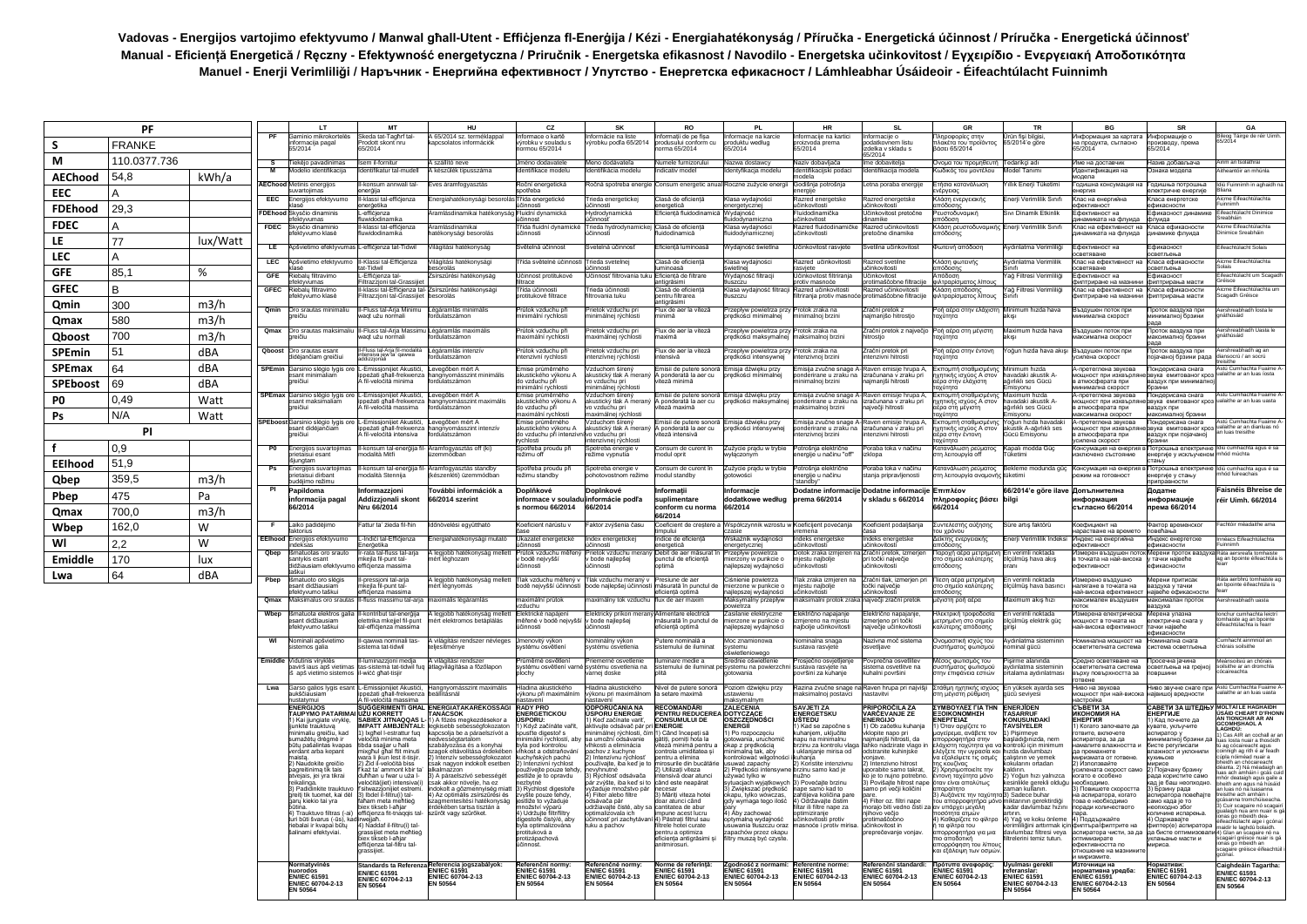**Vadovas - Energijos vartojimo efektyvumo / Manwal għall-Utent - Effiċjenza fl-Enerġija / Kézi - Energiahatékonyság / Příručka - Energetická účinnost / Príručka - Energetická účinnosť Manual - Eficiență Energetică / Ręczny - Efektywność energetyczna / Priručnik - Energetska efikasnost / Navodilo - Energetska učinkovitost / Εγχειρίδιο - Ενεργειακή Αποδοτικότητα Manuel - Enerji Verimliliği / Наръчник - Енергийна ефективност / Упутство - Енергетска ефикасност / Lámhleabhar Úsáideoir - Éifeachtúlacht Fuinnimh**

| PF | | |
|---|---|---|
| S | FRANKE | |
| M | 110.0377.736 | |
| AEChood | 54,8 | kWh/a |
| EEC | A | |
| FDEhood | 29,3 | |
| FDEC | A | |
| LE | 77 | lux/Watt |
| LEC | A | |
| GFE | 85,1 | % |
| GFEC | B | |
| Qmin | 300 | m3/h |
| Qmax | 580 | m3/h |
| Qboost | 700 | m3/h |
| SPEmin | 51 | dBA |
| SPEmax | 64 | dBA |
| SPEboost | 69 | dBA |
| P0 | 0,49 | Watt |
| Ps | N/A | Watt |
| **PI** | | |
| f | 0,9 | |
| EElhood | 51,9 | |
| Qbep | 359,5 | m3/h |
| Pbep | 475 | Pa |
| Qmax | 700,0 | m3/h |
| Wbep | 162,0 | W |
| Wl | 2,2 | W |
| Emiddle | 170 | lux |
| Lwa | 64 | dBA |